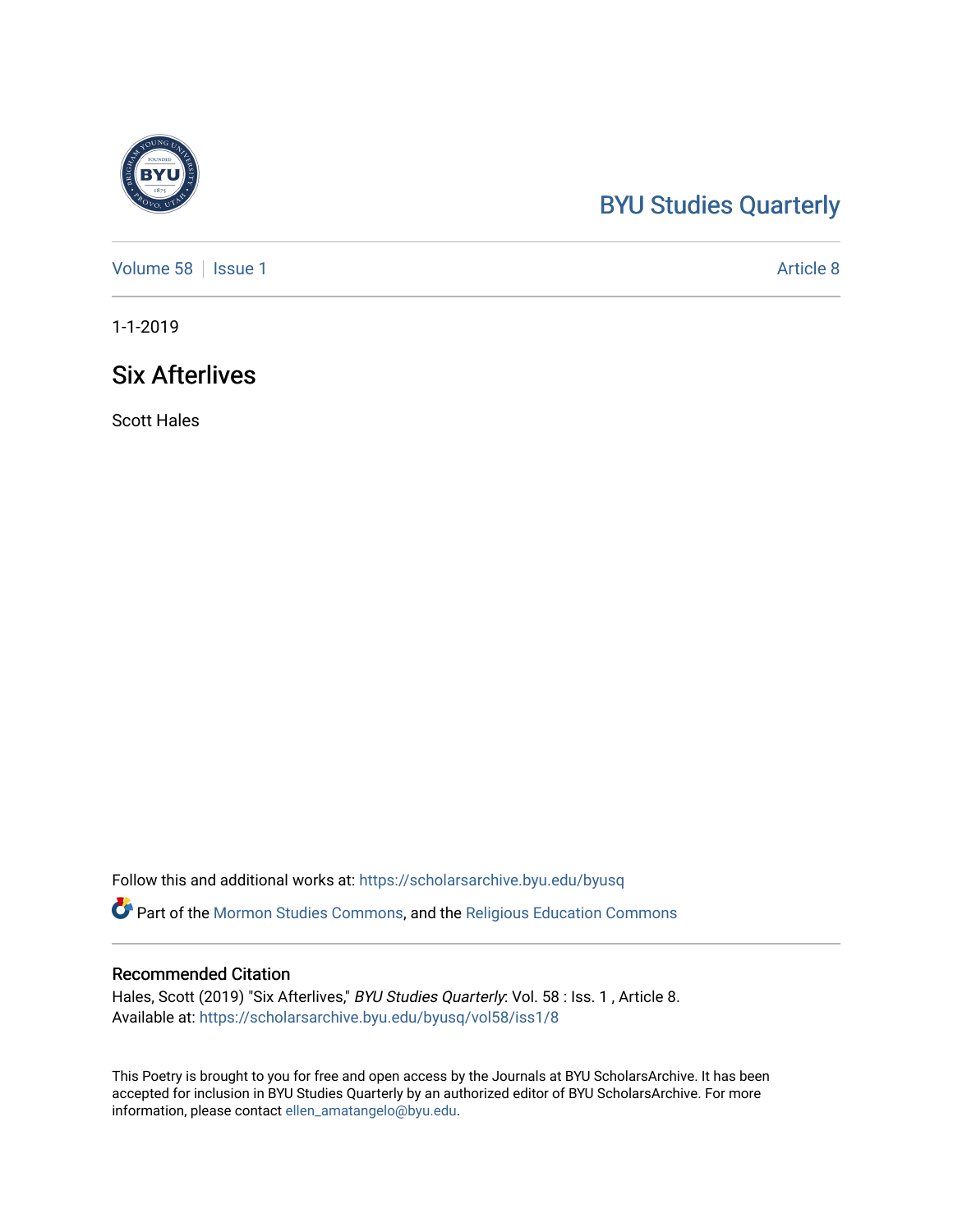BYU Studies Quarterly

Volume 58 | Issue 1 | Article 8

1-1-2019

# Six Afterlives

Scott Hales

Follow this and additional works at: https://scholarsarchive.byu.edu/byusq

Part of the Mormon Studies Commons, and the Religious Education Commons

## Recommended Citation

Hales, Scott (2019) "Six Afterlives," *BYU Studies Quarterly*: Vol. 58 : Iss. 1 , Article 8.
Available at: https://scholarsarchive.byu.edu/byusq/vol58/iss1/8

This Poetry is brought to you for free and open access by the Journals at BYU ScholarsArchive. It has been accepted for inclusion in BYU Studies Quarterly by an authorized editor of BYU ScholarsArchive. For more information, please contact ellen_amatangelo@byu.edu.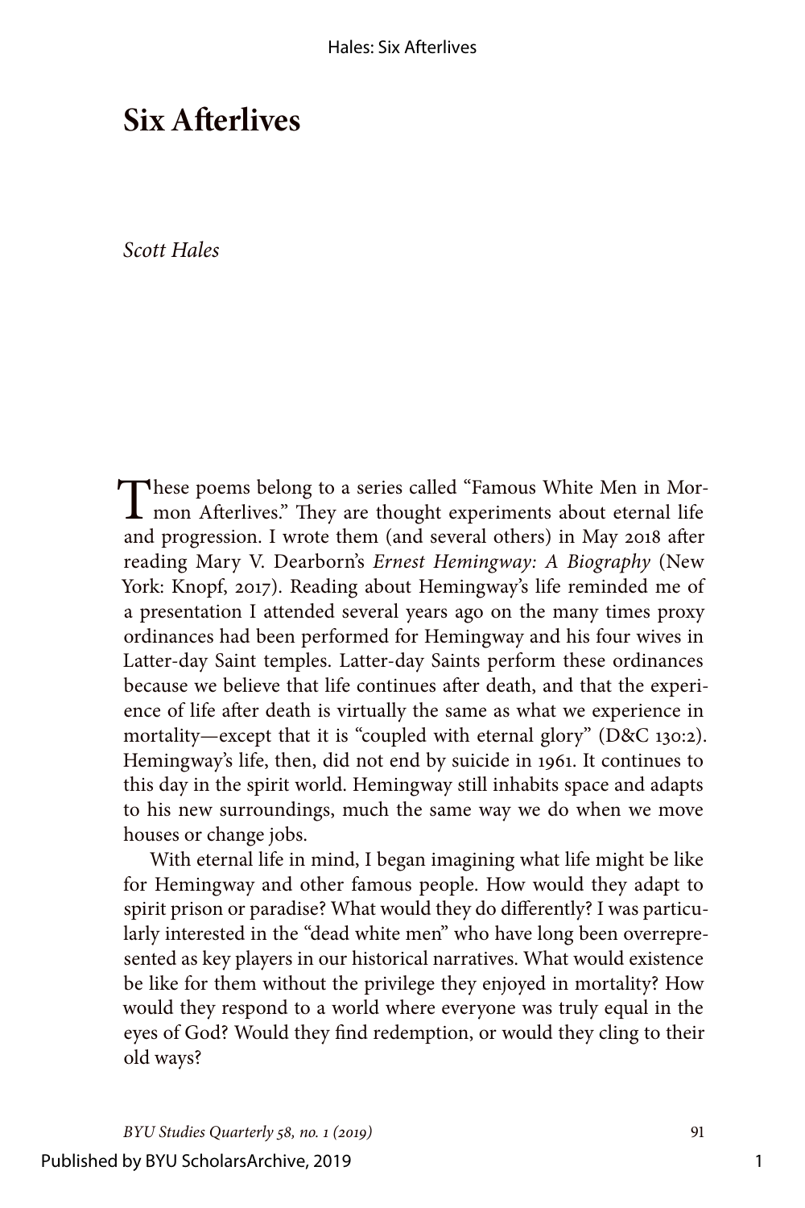# Six Afterlives

*Scott Hales*

These poems belong to a series called "Famous White Men in Mormon Afterlives." They are thought experiments about eternal life and progression. I wrote them (and several others) in May 2018 after reading Mary V. Dearborn's *Ernest Hemingway: A Biography* (New York: Knopf, 2017). Reading about Hemingway's life reminded me of a presentation I attended several years ago on the many times proxy ordinances had been performed for Hemingway and his four wives in Latter-day Saint temples. Latter-day Saints perform these ordinances because we believe that life continues after death, and that the experience of life after death is virtually the same as what we experience in mortality—except that it is "coupled with eternal glory" (D&C 130:2). Hemingway's life, then, did not end by suicide in 1961. It continues to this day in the spirit world. Hemingway still inhabits space and adapts to his new surroundings, much the same way we do when we move houses or change jobs.

With eternal life in mind, I began imagining what life might be like for Hemingway and other famous people. How would they adapt to spirit prison or paradise? What would they do differently? I was particularly interested in the "dead white men" who have long been overrepresented as key players in our historical narratives. What would existence be like for them without the privilege they enjoyed in mortality? How would they respond to a world where everyone was truly equal in the eyes of God? Would they find redemption, or would they cling to their old ways?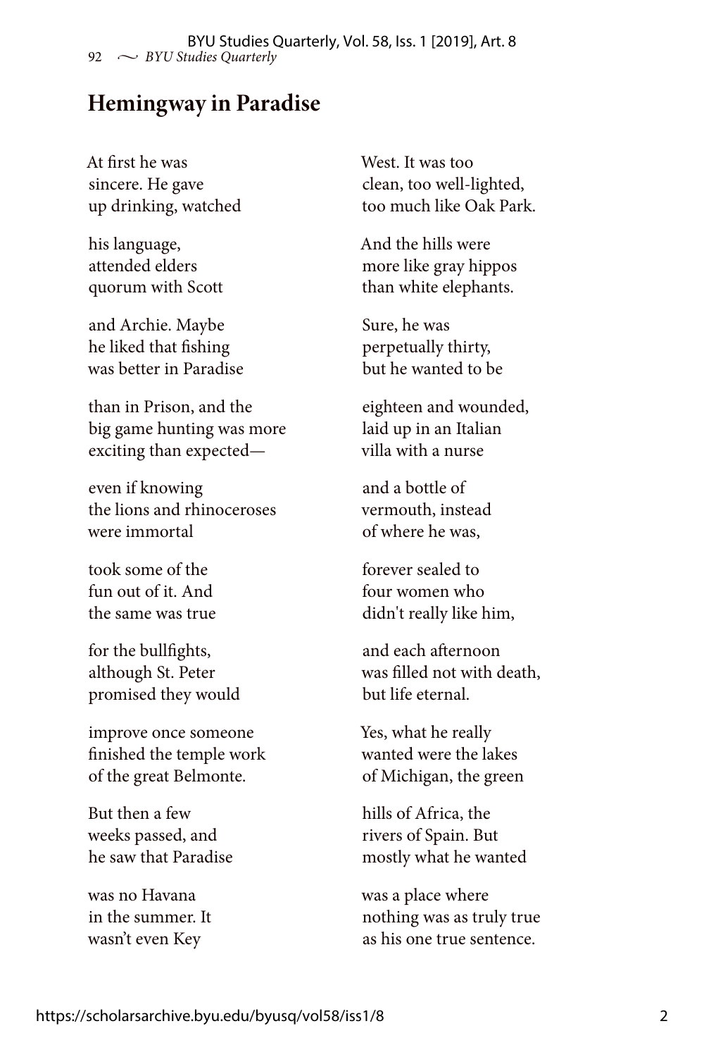## Hemingway in Paradise

At first he was  
sincere. He gave  
up drinking, watched

his language,  
attended elders  
quorum with Scott

and Archie. Maybe  
he liked that fishing  
was better in Paradise

than in Prison, and the  
big game hunting was more  
exciting than expected—

even if knowing  
the lions and rhinoceroses  
were immortal

took some of the  
fun out of it. And  
the same was true

for the bullfights,  
although St. Peter  
promised they would

improve once someone  
finished the temple work  
of the great Belmonte.

But then a few  
weeks passed, and  
he saw that Paradise

was no Havana  
in the summer. It  
wasn't even Key

West. It was too  
clean, too well-lighted,  
too much like Oak Park.

And the hills were  
more like gray hippos  
than white elephants.

Sure, he was  
perpetually thirty,  
but he wanted to be

eighteen and wounded,  
laid up in an Italian  
villa with a nurse

and a bottle of  
vermouth, instead  
of where he was,

forever sealed to  
four women who  
didn't really like him,

and each afternoon  
was filled not with death,  
but life eternal.

Yes, what he really  
wanted were the lakes  
of Michigan, the green

hills of Africa, the  
rivers of Spain. But  
mostly what he wanted

was a place where  
nothing was as truly true  
as his one true sentence.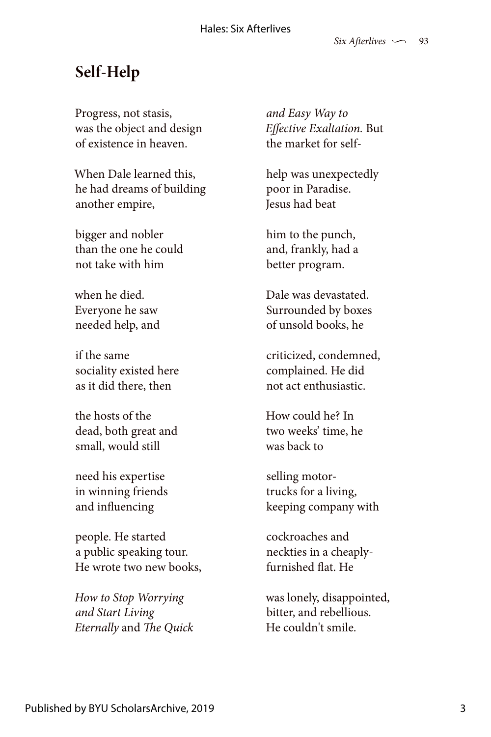## Self-Help

Progress, not stasis,
was the object and design
of existence in heaven.

When Dale learned this,
he had dreams of building
another empire,

bigger and nobler
than the one he could
not take with him

when he died.
Everyone he saw
needed help, and

if the same
sociality existed here
as it did there, then

the hosts of the
dead, both great and
small, would still

need his expertise
in winning friends
and influencing

people. He started
a public speaking tour.
He wrote two new books,

*How to Stop Worrying*
*and Start Living*
*Eternally* and *The Quick*
*and Easy Way to*
*Effective Exaltation.* But
the market for self-

help was unexpectedly
poor in Paradise.
Jesus had beat

him to the punch,
and, frankly, had a
better program.

Dale was devastated.
Surrounded by boxes
of unsold books, he

criticized, condemned,
complained. He did
not act enthusiastic.

How could he? In
two weeks' time, he
was back to

selling motor-
trucks for a living,
keeping company with

cockroaches and
neckties in a cheaply-
furnished flat. He

was lonely, disappointed,
bitter, and rebellious.
He couldn't smile.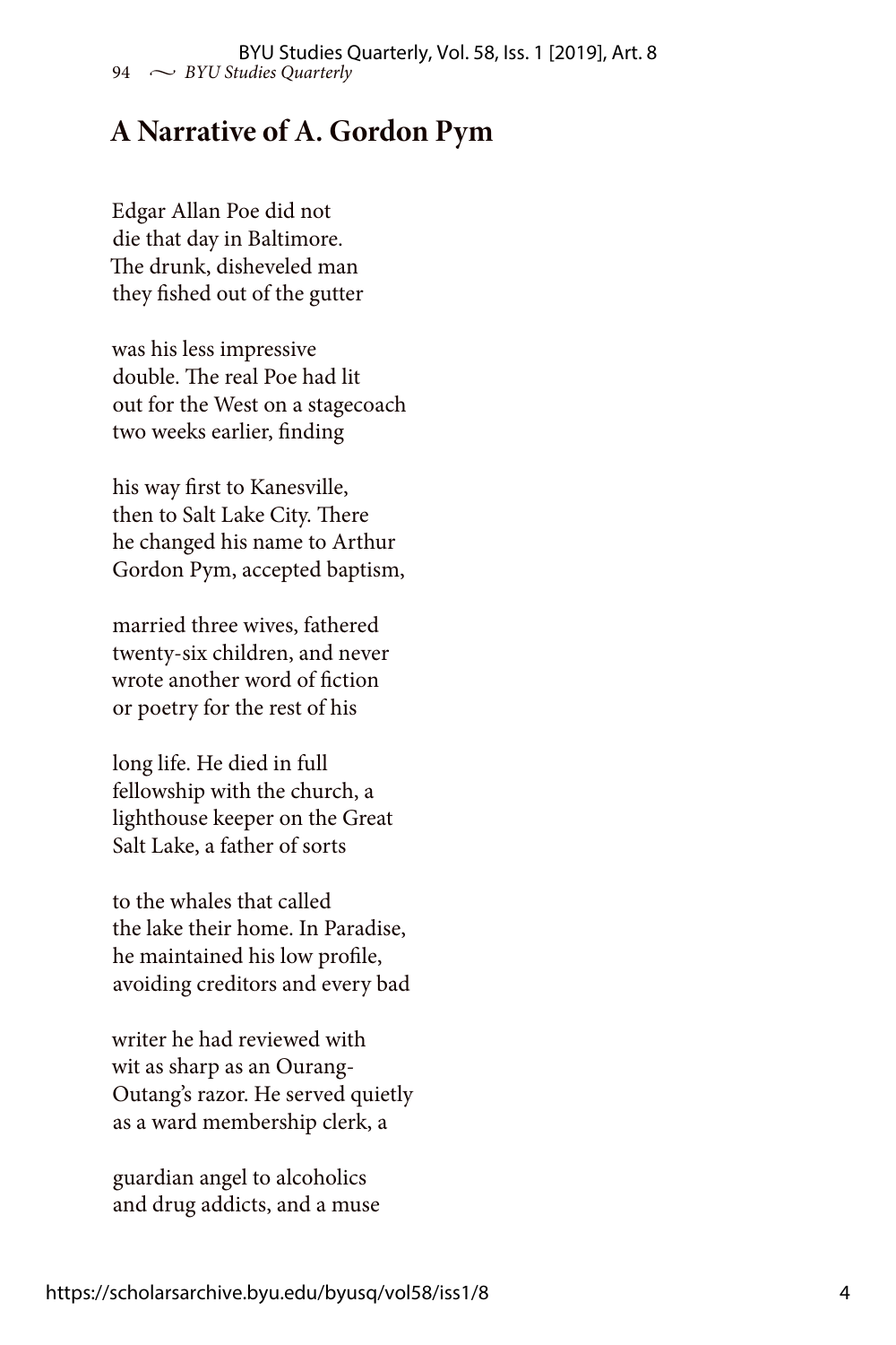## A Narrative of A. Gordon Pym

Edgar Allan Poe did not  
die that day in Baltimore.  
The drunk, disheveled man  
they fished out of the gutter

was his less impressive  
double. The real Poe had lit  
out for the West on a stagecoach  
two weeks earlier, finding

his way first to Kanesville,  
then to Salt Lake City. There  
he changed his name to Arthur  
Gordon Pym, accepted baptism,

married three wives, fathered  
twenty-six children, and never  
wrote another word of fiction  
or poetry for the rest of his

long life. He died in full  
fellowship with the church, a  
lighthouse keeper on the Great  
Salt Lake, a father of sorts

to the whales that called  
the lake their home. In Paradise,  
he maintained his low profile,  
avoiding creditors and every bad

writer he had reviewed with  
wit as sharp as an Ourang-  
Outang's razor. He served quietly  
as a ward membership clerk, a

guardian angel to alcoholics  
and drug addicts, and a muse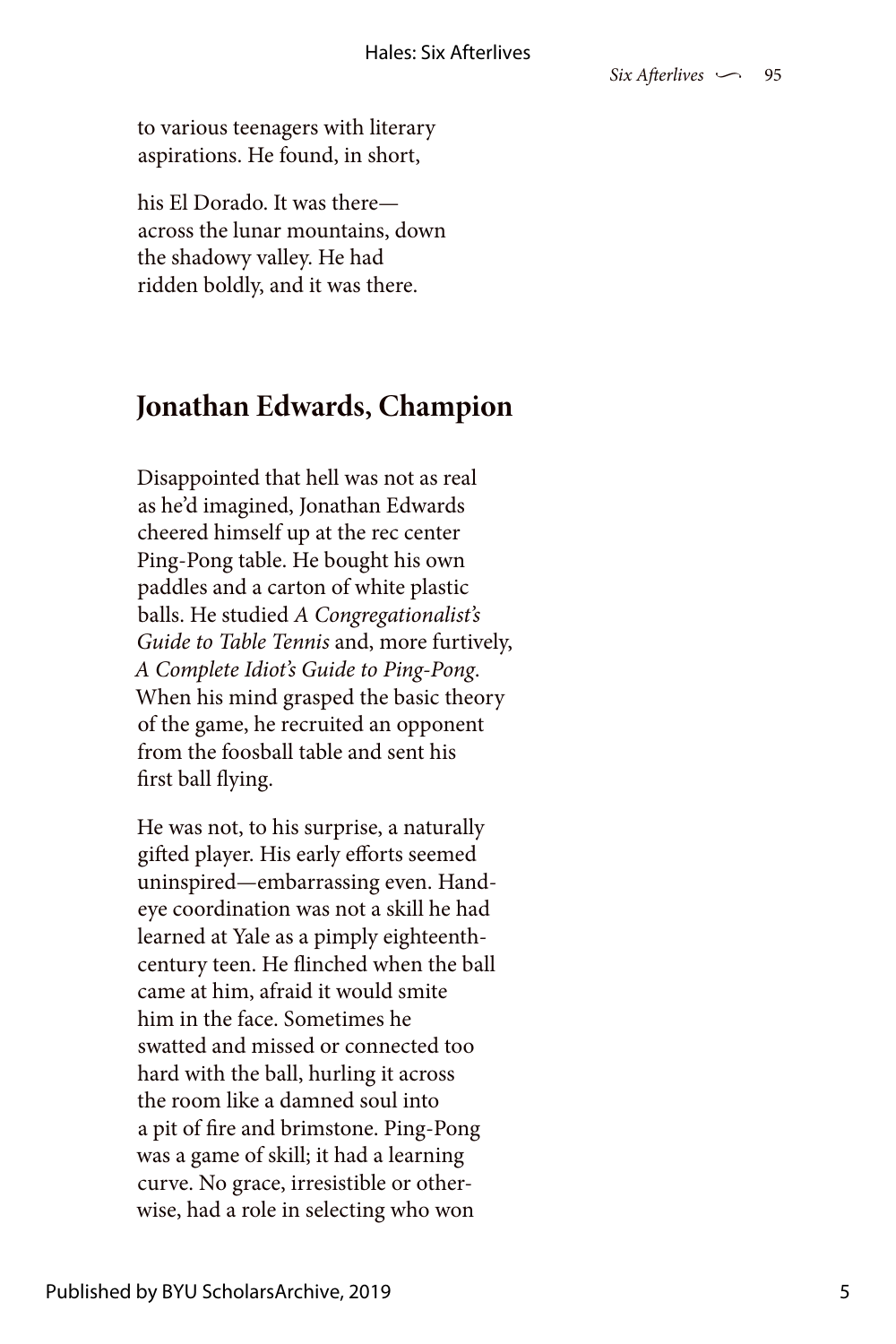to various teenagers with literary
aspirations. He found, in short,

his El Dorado. It was there—
across the lunar mountains, down
the shadowy valley. He had
ridden boldly, and it was there.

## Jonathan Edwards, Champion

Disappointed that hell was not as real
as he'd imagined, Jonathan Edwards
cheered himself up at the rec center
Ping-Pong table. He bought his own
paddles and a carton of white plastic
balls. He studied *A Congregationalist's Guide to Table Tennis* and, more furtively,
*A Complete Idiot's Guide to Ping-Pong*.
When his mind grasped the basic theory
of the game, he recruited an opponent
from the foosball table and sent his
first ball flying.

He was not, to his surprise, a naturally
gifted player. His early efforts seemed
uninspired—embarrassing even. Hand-
eye coordination was not a skill he had
learned at Yale as a pimply eighteenth-
century teen. He flinched when the ball
came at him, afraid it would smite
him in the face. Sometimes he
swatted and missed or connected too
hard with the ball, hurling it across
the room like a damned soul into
a pit of fire and brimstone. Ping-Pong
was a game of skill; it had a learning
curve. No grace, irresistible or other-
wise, had a role in selecting who won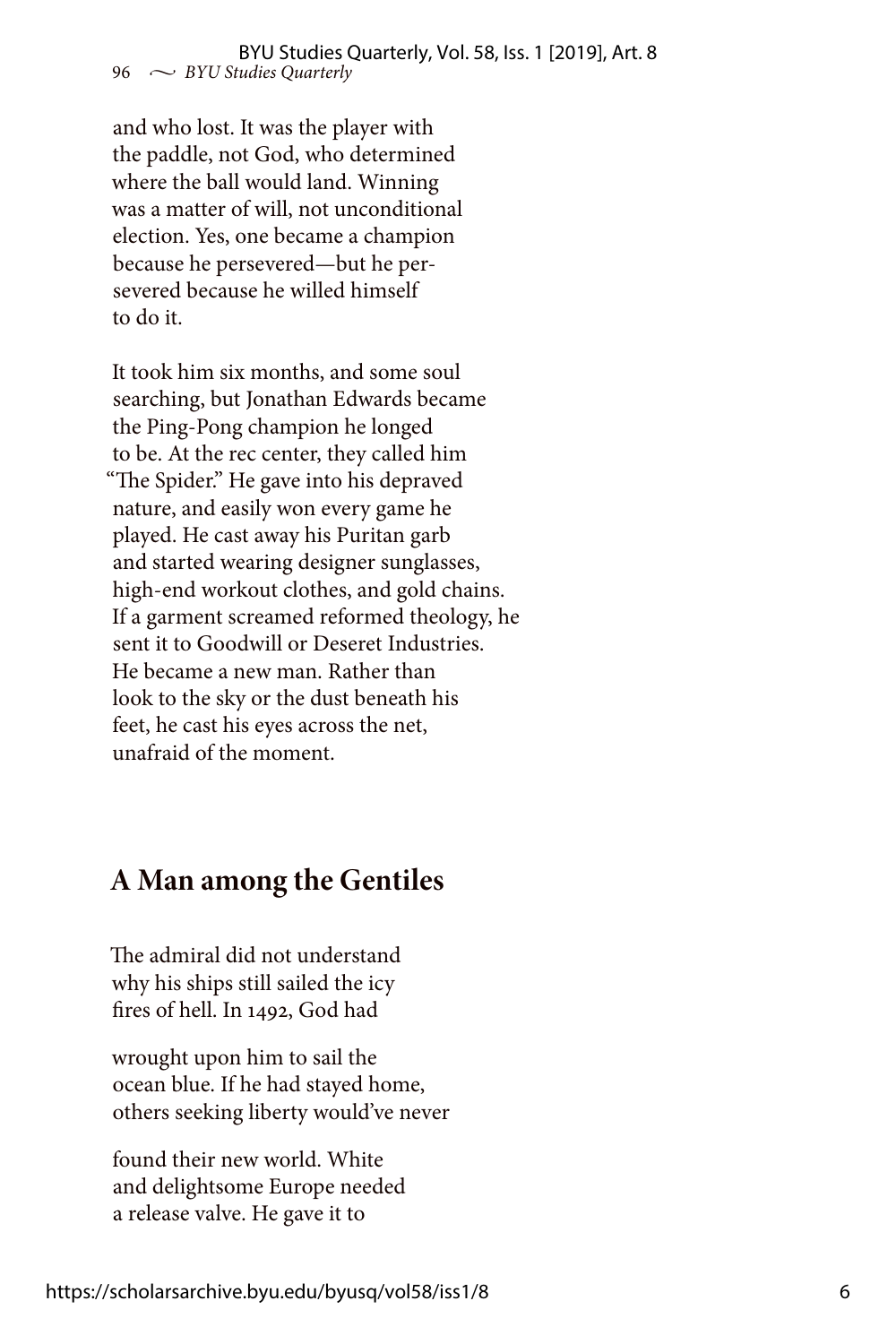and who lost. It was the player with
the paddle, not God, who determined
where the ball would land. Winning
was a matter of will, not unconditional
election. Yes, one became a champion
because he persevered—but he per-
severed because he willed himself
to do it.

It took him six months, and some soul
searching, but Jonathan Edwards became
the Ping-Pong champion he longed
to be. At the rec center, they called him
"The Spider." He gave into his depraved
nature, and easily won every game he
played. He cast away his Puritan garb
and started wearing designer sunglasses,
high-end workout clothes, and gold chains.
If a garment screamed reformed theology, he
sent it to Goodwill or Deseret Industries.
He became a new man. Rather than
look to the sky or the dust beneath his
feet, he cast his eyes across the net,
unafraid of the moment.

## A Man among the Gentiles

The admiral did not understand
why his ships still sailed the icy
fires of hell. In 1492, God had

wrought upon him to sail the
ocean blue. If he had stayed home,
others seeking liberty would've never

found their new world. White
and delightsome Europe needed
a release valve. He gave it to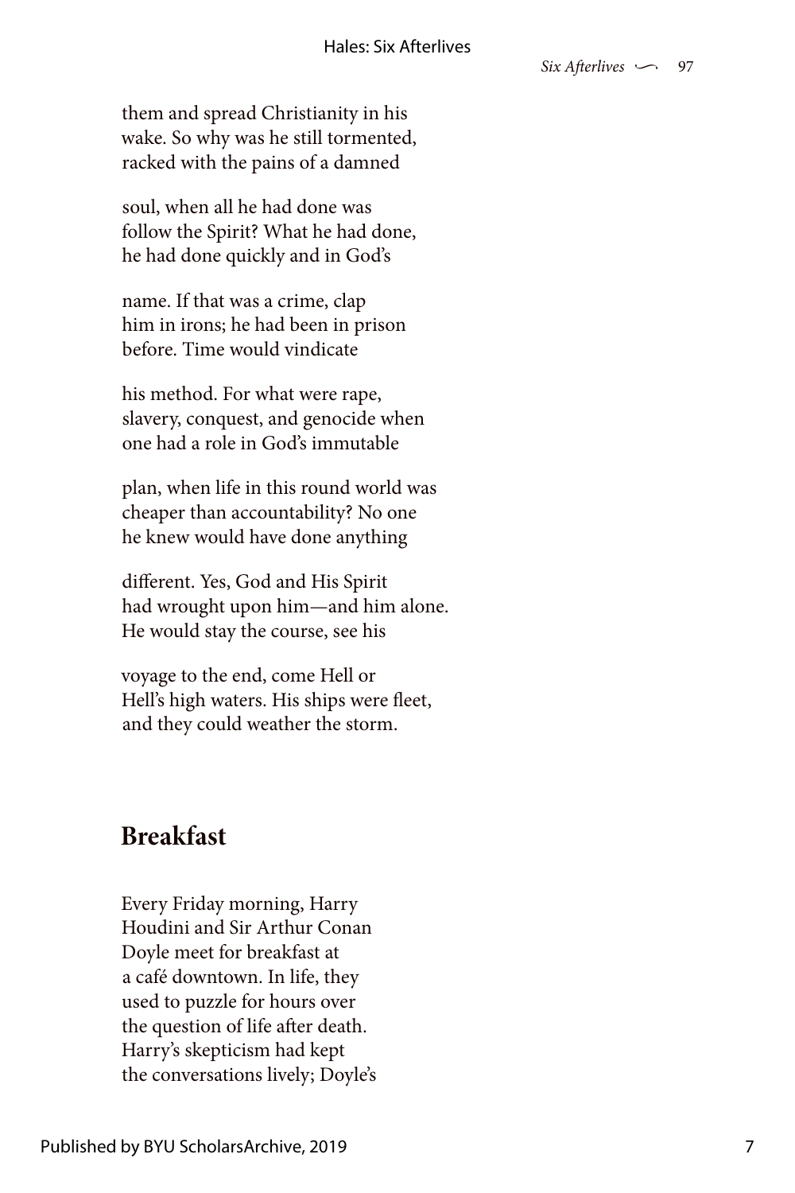them and spread Christianity in his
wake. So why was he still tormented,
racked with the pains of a damned

soul, when all he had done was
follow the Spirit? What he had done,
he had done quickly and in God's

name. If that was a crime, clap
him in irons; he had been in prison
before. Time would vindicate

his method. For what were rape,
slavery, conquest, and genocide when
one had a role in God's immutable

plan, when life in this round world was
cheaper than accountability? No one
he knew would have done anything

different. Yes, God and His Spirit
had wrought upon him—and him alone.
He would stay the course, see his

voyage to the end, come Hell or
Hell's high waters. His ships were fleet,
and they could weather the storm.

## Breakfast

Every Friday morning, Harry
Houdini and Sir Arthur Conan
Doyle meet for breakfast at
a café downtown. In life, they
used to puzzle for hours over
the question of life after death.
Harry's skepticism had kept
the conversations lively; Doyle's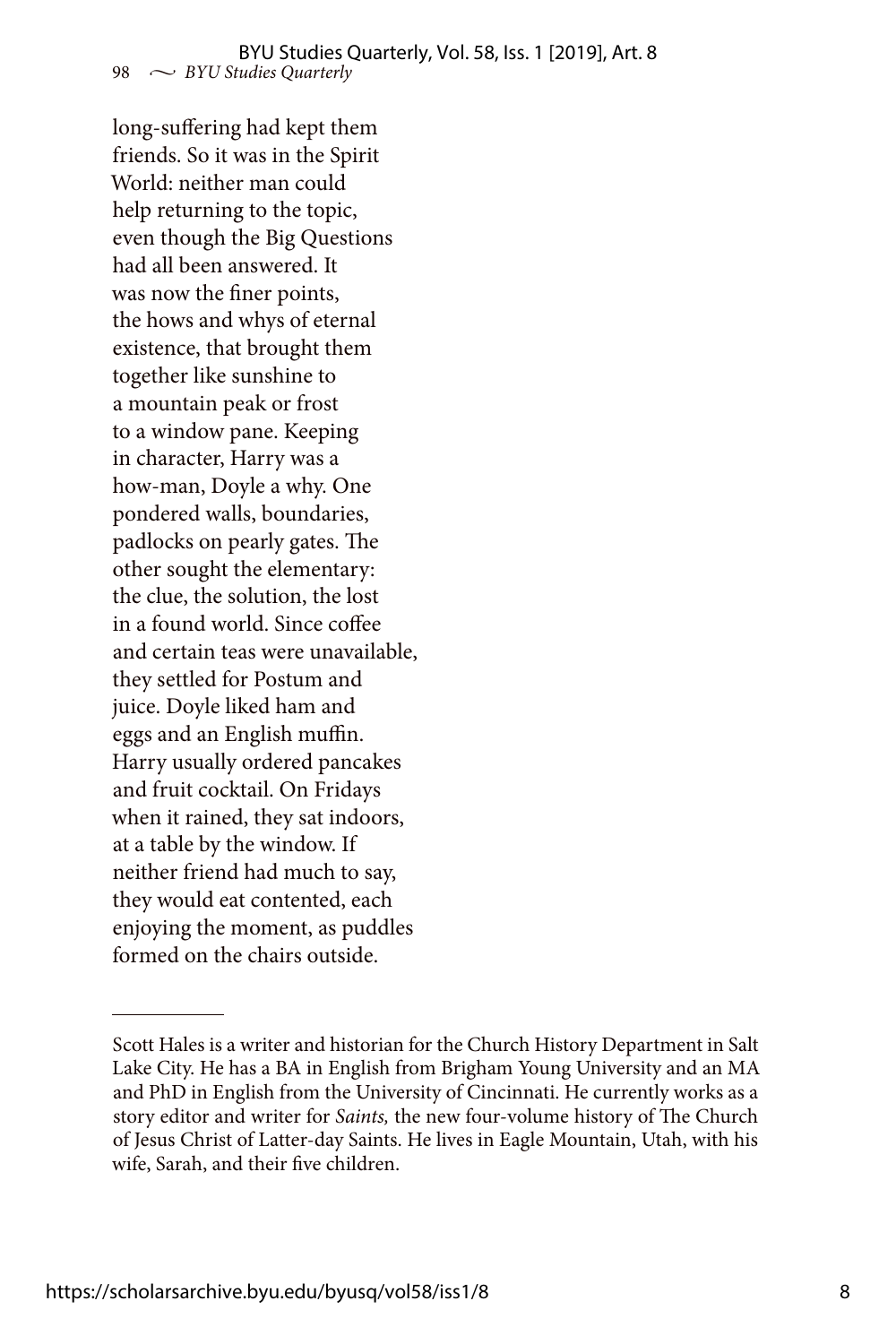long-suffering had kept them
friends. So it was in the Spirit
World: neither man could
help returning to the topic,
even though the Big Questions
had all been answered. It
was now the finer points,
the hows and whys of eternal
existence, that brought them
together like sunshine to
a mountain peak or frost
to a window pane. Keeping
in character, Harry was a
how-man, Doyle a why. One
pondered walls, boundaries,
padlocks on pearly gates. The
other sought the elementary:
the clue, the solution, the lost
in a found world. Since coffee
and certain teas were unavailable,
they settled for Postum and
juice. Doyle liked ham and
eggs and an English muffin.
Harry usually ordered pancakes
and fruit cocktail. On Fridays
when it rained, they sat indoors,
at a table by the window. If
neither friend had much to say,
they would eat contented, each
enjoying the moment, as puddles
formed on the chairs outside.

---

Scott Hales is a writer and historian for the Church History Department in Salt Lake City. He has a BA in English from Brigham Young University and an MA and PhD in English from the University of Cincinnati. He currently works as a story editor and writer for *Saints,* the new four-volume history of The Church of Jesus Christ of Latter-day Saints. He lives in Eagle Mountain, Utah, with his wife, Sarah, and their five children.